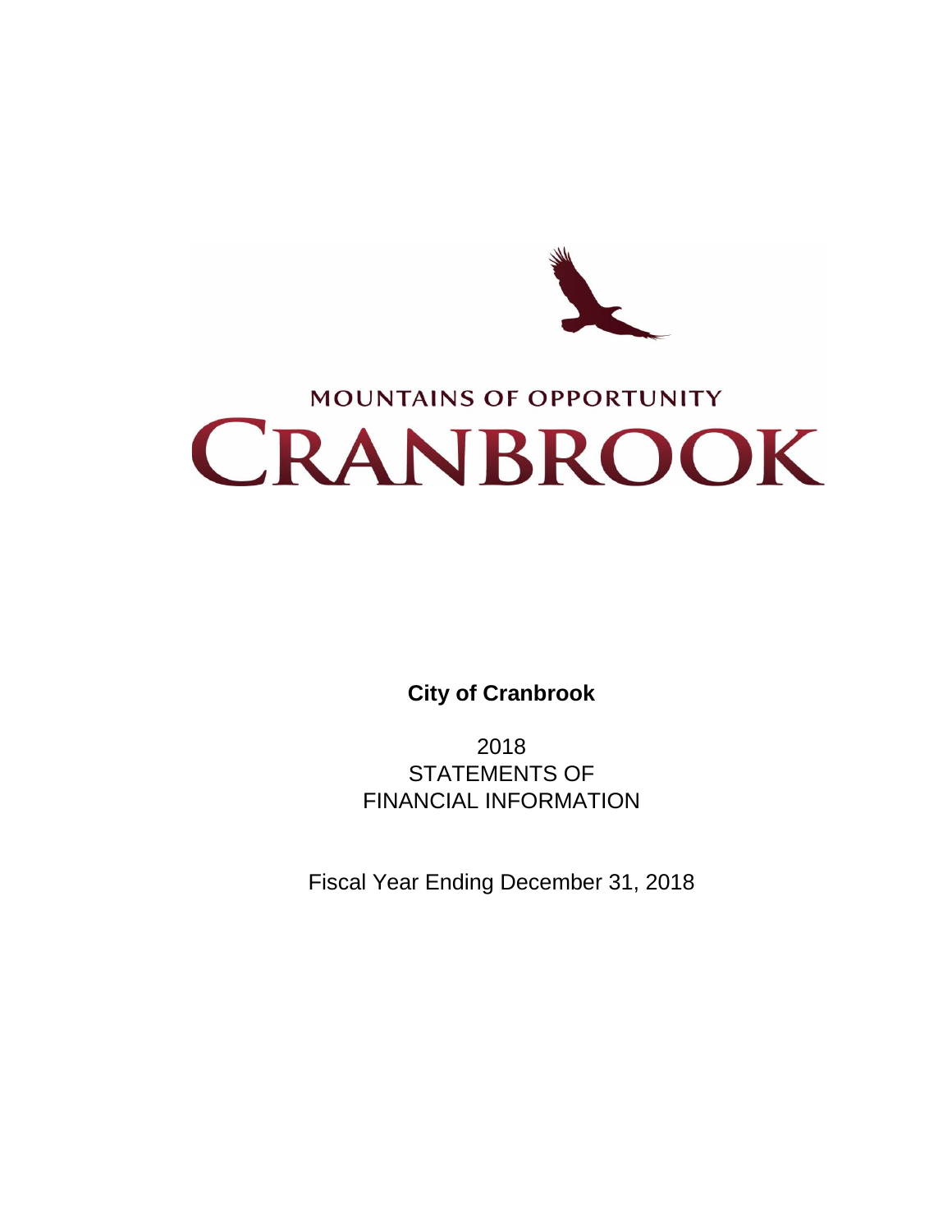MOUNTAINS OF OPPORTUNITY

# CRANBROOK

**City of Cranbrook**

2018
STATEMENTS OF
FINANCIAL INFORMATION

Fiscal Year Ending December 31, 2018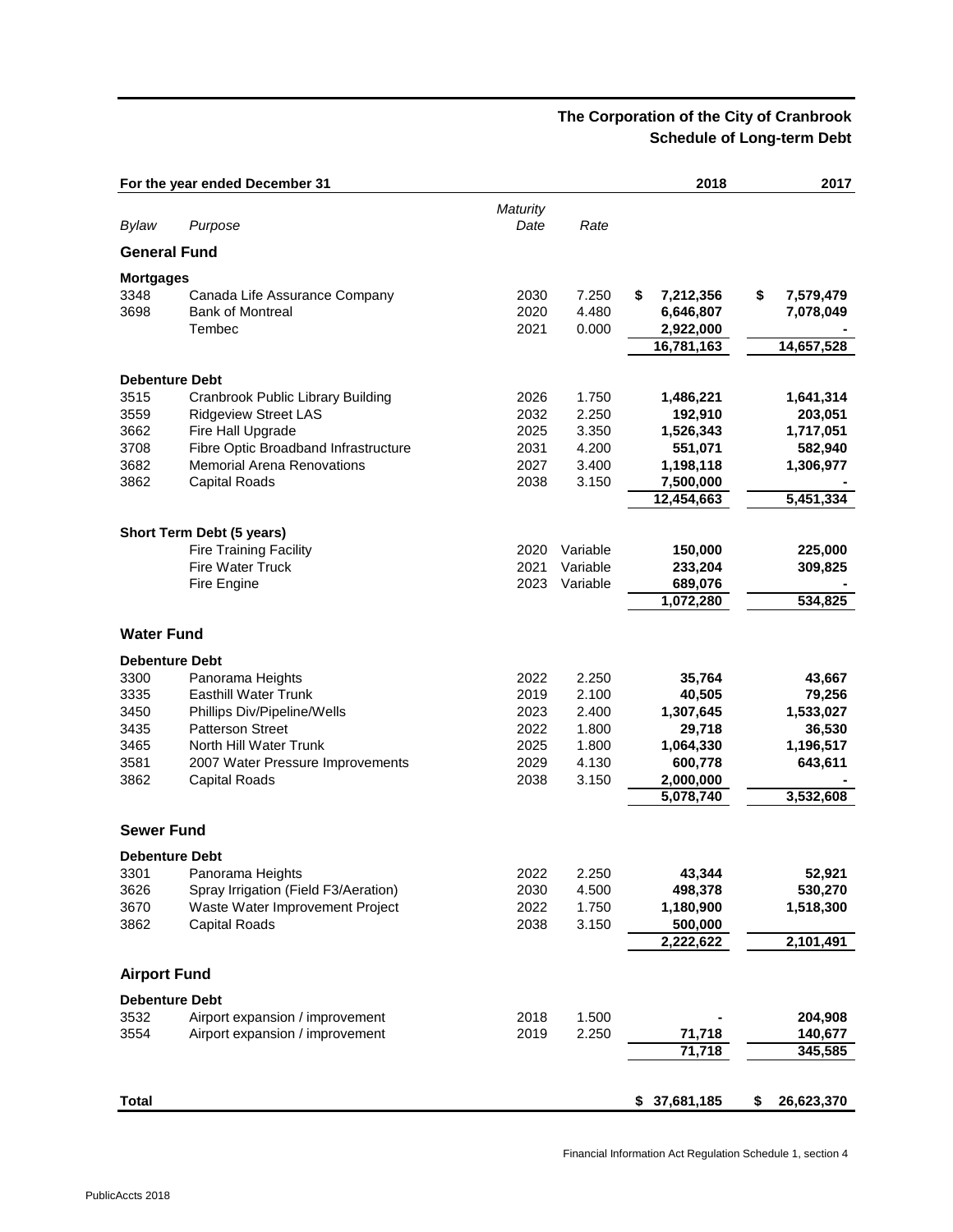## The Corporation of the City of Cranbrook
## Schedule of Long-term Debt

| For the year ended December 31 | | | | 2018 | 2017 |
|---|---|---|---|---|---|
| *Bylaw* | *Purpose* | *Maturity Date* | *Rate* | | |
| **General Fund** | | | | | |
| **Mortgages** | | | | | |
| 3348 | Canada Life Assurance Company | 2030 | 7.250 | $ 7,212,356 | $ 7,579,479 |
| 3698 | Bank of Montreal | 2020 | 4.480 | 6,646,807 | 7,078,049 |
| | Tembec | 2021 | 0.000 | 2,922,000 | - |
| | | | | 16,781,163 | 14,657,528 |
| **Debenture Debt** | | | | | |
| 3515 | Cranbrook Public Library Building | 2026 | 1.750 | 1,486,221 | 1,641,314 |
| 3559 | Ridgeview Street LAS | 2032 | 2.250 | 192,910 | 203,051 |
| 3662 | Fire Hall Upgrade | 2025 | 3.350 | 1,526,343 | 1,717,051 |
| 3708 | Fibre Optic Broadband Infrastructure | 2031 | 4.200 | 551,071 | 582,940 |
| 3682 | Memorial Arena Renovations | 2027 | 3.400 | 1,198,118 | 1,306,977 |
| 3862 | Capital Roads | 2038 | 3.150 | 7,500,000 | - |
| | | | | 12,454,663 | 5,451,334 |
| **Short Term Debt (5 years)** | | | | | |
| | Fire Training Facility | 2020 | Variable | 150,000 | 225,000 |
| | Fire Water Truck | 2021 | Variable | 233,204 | 309,825 |
| | Fire Engine | 2023 | Variable | 689,076 | - |
| | | | | 1,072,280 | 534,825 |
| **Water Fund** | | | | | |
| **Debenture Debt** | | | | | |
| 3300 | Panorama Heights | 2022 | 2.250 | 35,764 | 43,667 |
| 3335 | Easthill Water Trunk | 2019 | 2.100 | 40,505 | 79,256 |
| 3450 | Phillips Div/Pipeline/Wells | 2023 | 2.400 | 1,307,645 | 1,533,027 |
| 3435 | Patterson Street | 2022 | 1.800 | 29,718 | 36,530 |
| 3465 | North Hill Water Trunk | 2025 | 1.800 | 1,064,330 | 1,196,517 |
| 3581 | 2007 Water Pressure Improvements | 2029 | 4.130 | 600,778 | 643,611 |
| 3862 | Capital Roads | 2038 | 3.150 | 2,000,000 | - |
| | | | | 5,078,740 | 3,532,608 |
| **Sewer Fund** | | | | | |
| **Debenture Debt** | | | | | |
| 3301 | Panorama Heights | 2022 | 2.250 | 43,344 | 52,921 |
| 3626 | Spray Irrigation (Field F3/Aeration) | 2030 | 4.500 | 498,378 | 530,270 |
| 3670 | Waste Water Improvement Project | 2022 | 1.750 | 1,180,900 | 1,518,300 |
| 3862 | Capital Roads | 2038 | 3.150 | 500,000 | |
| | | | | 2,222,622 | 2,101,491 |
| **Airport Fund** | | | | | |
| **Debenture Debt** | | | | | |
| 3532 | Airport expansion / improvement | 2018 | 1.500 | - | 204,908 |
| 3554 | Airport expansion / improvement | 2019 | 2.250 | 71,718 | 140,677 |
| | | | | 71,718 | 345,585 |
| **Total** | | | | $ 37,681,185 | $ 26,623,370 |

Financial Information Act Regulation Schedule 1, section 4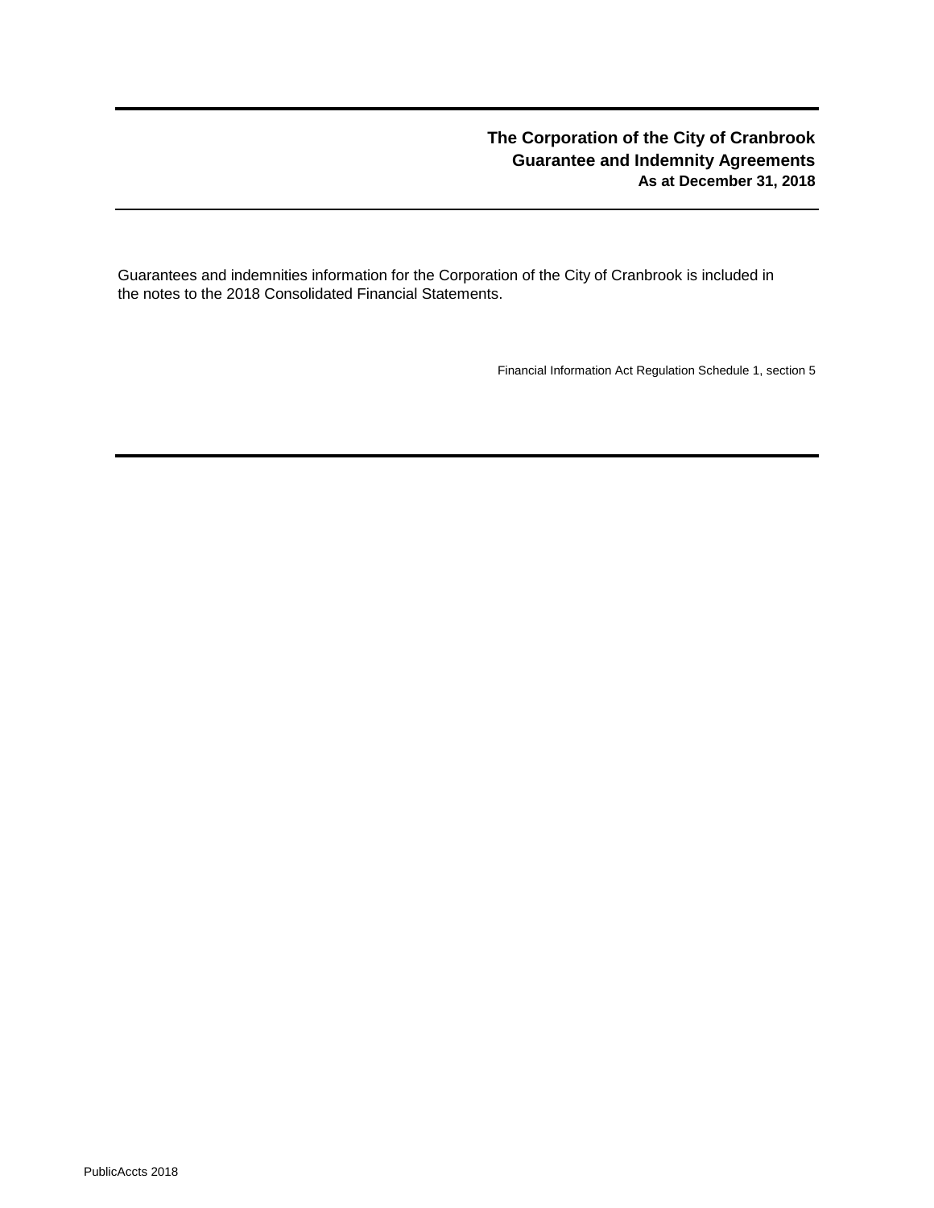# The Corporation of the City of Cranbrook
## Guarantee and Indemnity Agreements
### As at December 31, 2018

Guarantees and indemnities information for the Corporation of the City of Cranbrook is included in the notes to the 2018 Consolidated Financial Statements.

Financial Information Act Regulation Schedule 1, section 5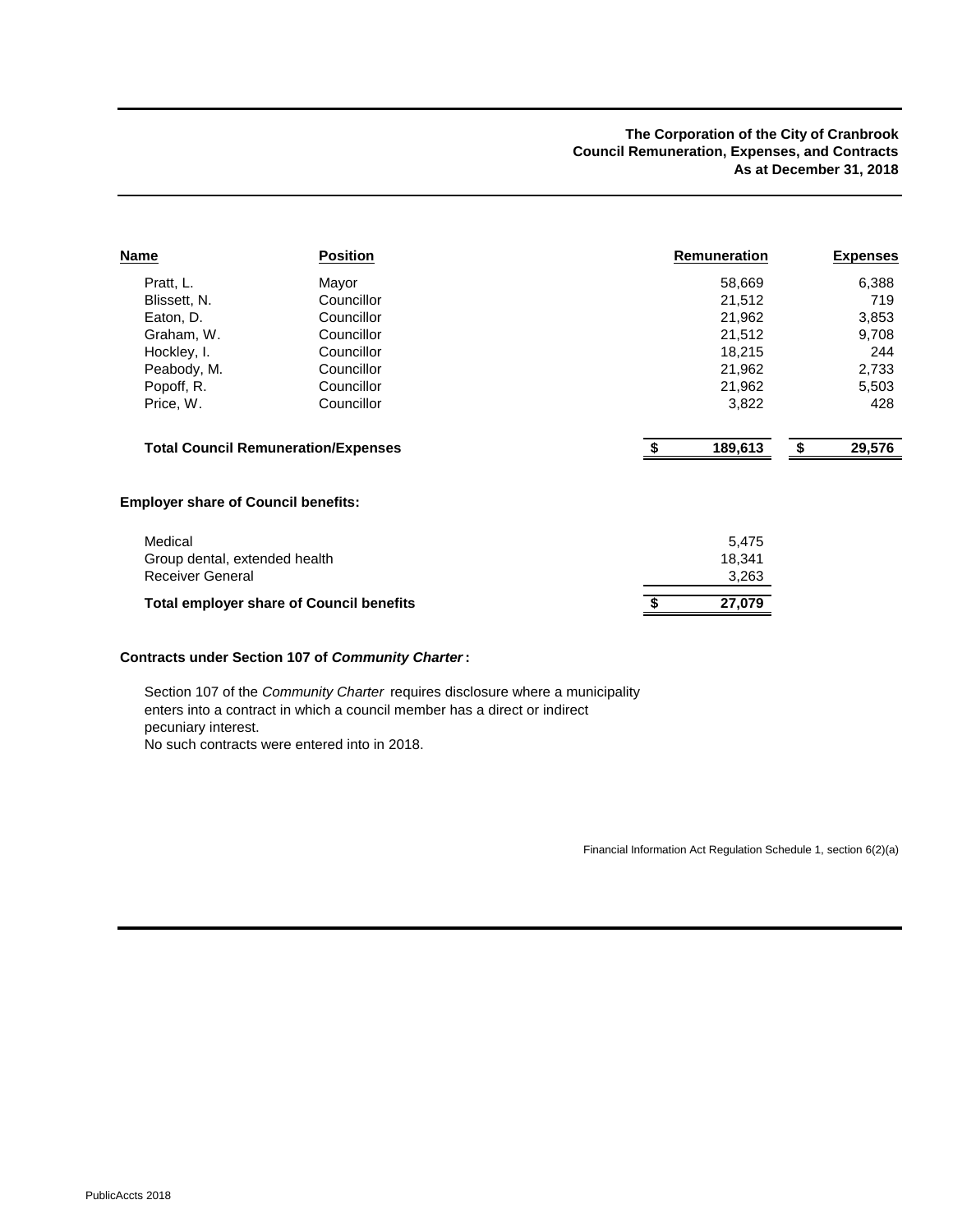**The Corporation of the City of Cranbrook**
**Council Remuneration, Expenses, and Contracts**
**As at December 31, 2018**

| Name | Position | Remuneration | Expenses |
|---|---|---|---|
| Pratt, L. | Mayor | 58,669 | 6,388 |
| Blissett, N. | Councillor | 21,512 | 719 |
| Eaton, D. | Councillor | 21,962 | 3,853 |
| Graham, W. | Councillor | 21,512 | 9,708 |
| Hockley, I. | Councillor | 18,215 | 244 |
| Peabody, M. | Councillor | 21,962 | 2,733 |
| Popoff, R. | Councillor | 21,962 | 5,503 |
| Price, W. | Councillor | 3,822 | 428 |
| **Total Council Remuneration/Expenses** | | **$ 189,613** | **$ 29,576** |

**Employer share of Council benefits:**

| | |
|---|---|
| Medical | 5,475 |
| Group dental, extended health | 18,341 |
| Receiver General | 3,263 |
| **Total employer share of Council benefits** | **$ 27,079** |

**Contracts under Section 107 of *Community Charter*:**

Section 107 of the *Community Charter* requires disclosure where a municipality enters into a contract in which a council member has a direct or indirect pecuniary interest.
No such contracts were entered into in 2018.

Financial Information Act Regulation Schedule 1, section 6(2)(a)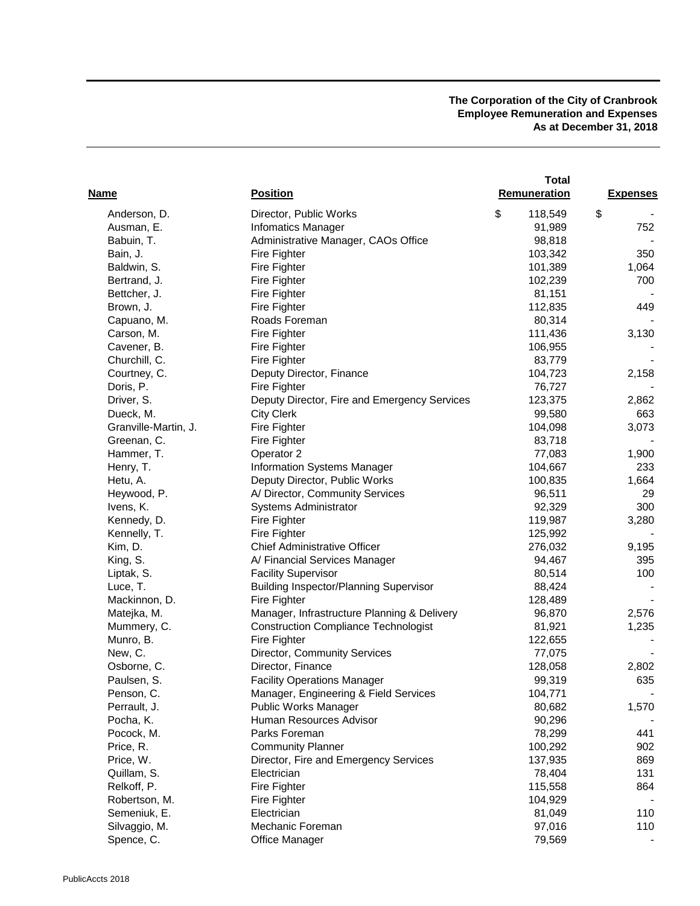**The Corporation of the City of Cranbrook**
**Employee Remuneration and Expenses**
**As at December 31, 2018**

| Name | Position | Total Remuneration | Expenses |
|---|---|---|---|
| Anderson, D. | Director, Public Works | $ 118,549 | $ - |
| Ausman, E. | Infomatics Manager | 91,989 | 752 |
| Babuin, T. | Administrative Manager, CAOs Office | 98,818 | - |
| Bain, J. | Fire Fighter | 103,342 | 350 |
| Baldwin, S. | Fire Fighter | 101,389 | 1,064 |
| Bertrand, J. | Fire Fighter | 102,239 | 700 |
| Bettcher, J. | Fire Fighter | 81,151 | - |
| Brown, J. | Fire Fighter | 112,835 | 449 |
| Capuano, M. | Roads Foreman | 80,314 | - |
| Carson, M. | Fire Fighter | 111,436 | 3,130 |
| Cavener, B. | Fire Fighter | 106,955 | - |
| Churchill, C. | Fire Fighter | 83,779 | - |
| Courtney, C. | Deputy Director, Finance | 104,723 | 2,158 |
| Doris, P. | Fire Fighter | 76,727 | - |
| Driver, S. | Deputy Director, Fire and Emergency Services | 123,375 | 2,862 |
| Dueck, M. | City Clerk | 99,580 | 663 |
| Granville-Martin, J. | Fire Fighter | 104,098 | 3,073 |
| Greenan, C. | Fire Fighter | 83,718 | - |
| Hammer, T. | Operator 2 | 77,083 | 1,900 |
| Henry, T. | Information Systems Manager | 104,667 | 233 |
| Hetu, A. | Deputy Director, Public Works | 100,835 | 1,664 |
| Heywood, P. | A/ Director, Community Services | 96,511 | 29 |
| Ivens, K. | Systems Administrator | 92,329 | 300 |
| Kennedy, D. | Fire Fighter | 119,987 | 3,280 |
| Kennelly, T. | Fire Fighter | 125,992 | - |
| Kim, D. | Chief Administrative Officer | 276,032 | 9,195 |
| King, S. | A/ Financial Services Manager | 94,467 | 395 |
| Liptak, S. | Facility Supervisor | 80,514 | 100 |
| Luce, T. | Building Inspector/Planning Supervisor | 88,424 | - |
| Mackinnon, D. | Fire Fighter | 128,489 | - |
| Matejka, M. | Manager, Infrastructure Planning & Delivery | 96,870 | 2,576 |
| Mummery, C. | Construction Compliance Technologist | 81,921 | 1,235 |
| Munro, B. | Fire Fighter | 122,655 | - |
| New, C. | Director, Community Services | 77,075 | - |
| Osborne, C. | Director, Finance | 128,058 | 2,802 |
| Paulsen, S. | Facility Operations Manager | 99,319 | 635 |
| Penson, C. | Manager, Engineering & Field Services | 104,771 | - |
| Perrault, J. | Public Works Manager | 80,682 | 1,570 |
| Pocha, K. | Human Resources Advisor | 90,296 | - |
| Pocock, M. | Parks Foreman | 78,299 | 441 |
| Price, R. | Community Planner | 100,292 | 902 |
| Price, W. | Director, Fire and Emergency Services | 137,935 | 869 |
| Quillam, S. | Electrician | 78,404 | 131 |
| Relkoff, P. | Fire Fighter | 115,558 | 864 |
| Robertson, M. | Fire Fighter | 104,929 | - |
| Semeniuk, E. | Electrician | 81,049 | 110 |
| Silvaggio, M. | Mechanic Foreman | 97,016 | 110 |
| Spence, C. | Office Manager | 79,569 | - |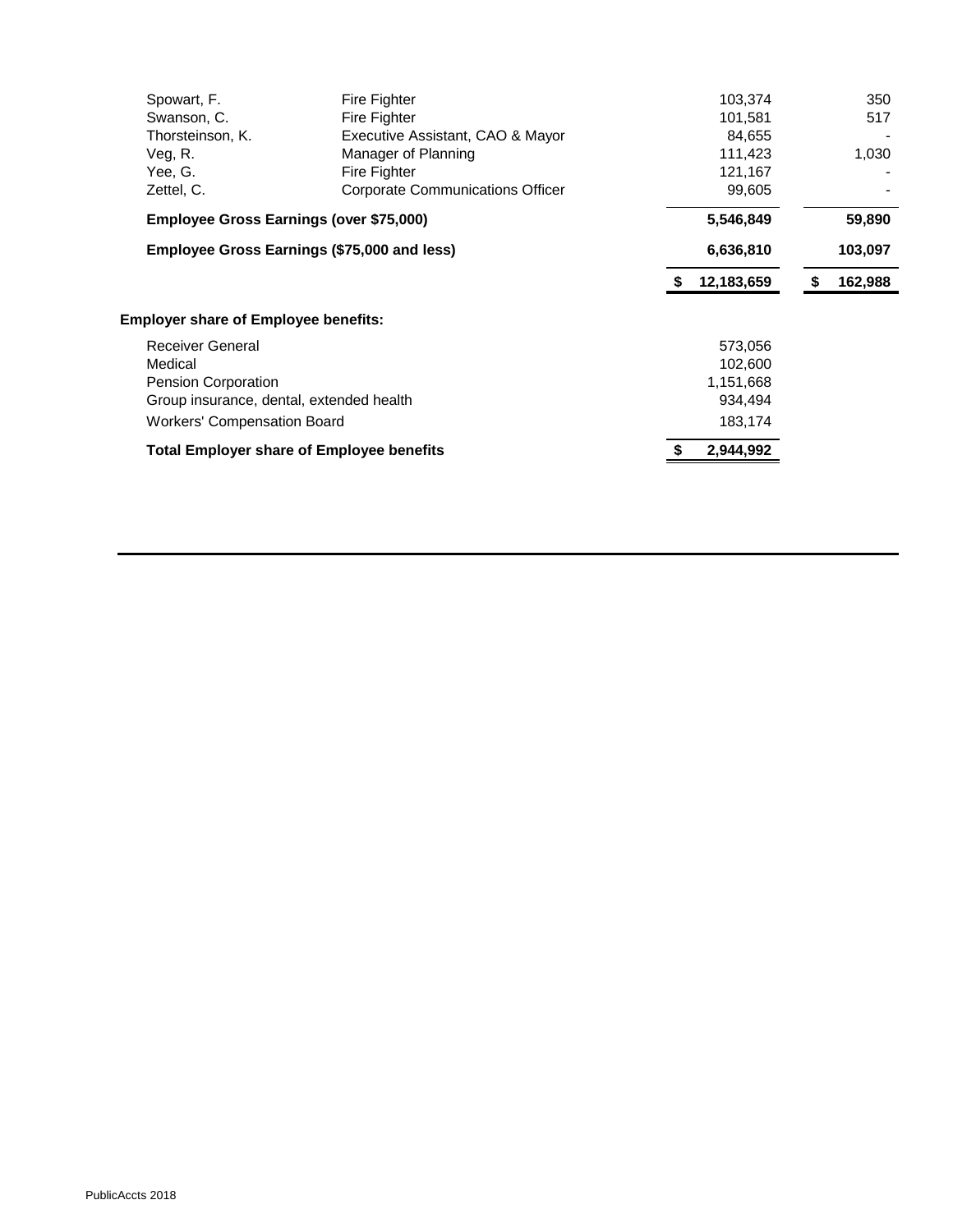| Name | Position | Remuneration | Expenses |
|---|---|---|---|
| Spowart, F. | Fire Fighter | 103,374 | 350 |
| Swanson, C. | Fire Fighter | 101,581 | 517 |
| Thorsteinson, K. | Executive Assistant, CAO & Mayor | 84,655 | - |
| Veg, R. | Manager of Planning | 111,423 | 1,030 |
| Yee, G. | Fire Fighter | 121,167 | - |
| Zettel, C. | Corporate Communications Officer | 99,605 | - |
| **Employee Gross Earnings (over $75,000)** | | **5,546,849** | **59,890** |
| **Employee Gross Earnings ($75,000 and less)** | | **6,636,810** | **103,097** |
| | | **$ 12,183,659** | **$ 162,988** |

**Employer share of Employee benefits:**

| Item | Amount |
|---|---|
| Receiver General | 573,056 |
| Medical | 102,600 |
| Pension Corporation | 1,151,668 |
| Group insurance, dental, extended health | 934,494 |
| Workers' Compensation Board | 183,174 |
| **Total Employer share of Employee benefits** | **$ 2,944,992** |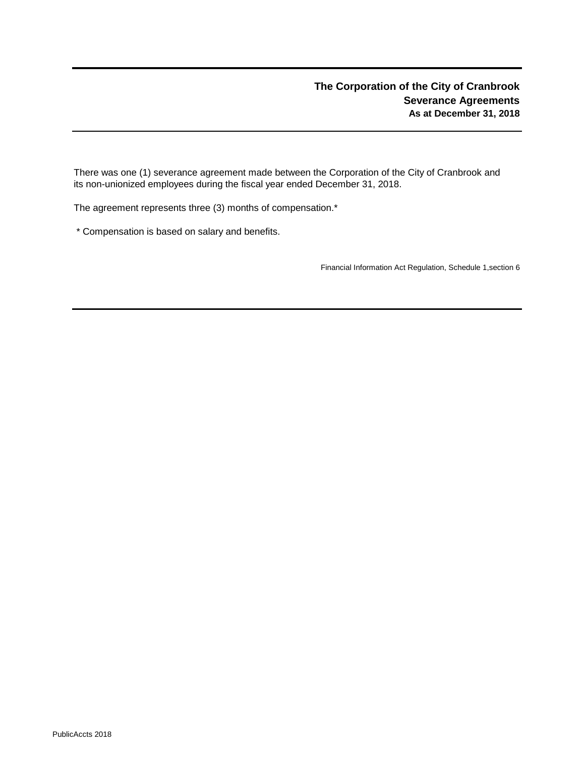**The Corporation of the City of Cranbrook**
**Severance Agreements**
**As at December 31, 2018**

There was one (1) severance agreement made between the Corporation of the City of Cranbrook and its non-unionized employees during the fiscal year ended December 31, 2018.

The agreement represents three (3) months of compensation.*

* Compensation is based on salary and benefits.

Financial Information Act Regulation, Schedule 1,section 6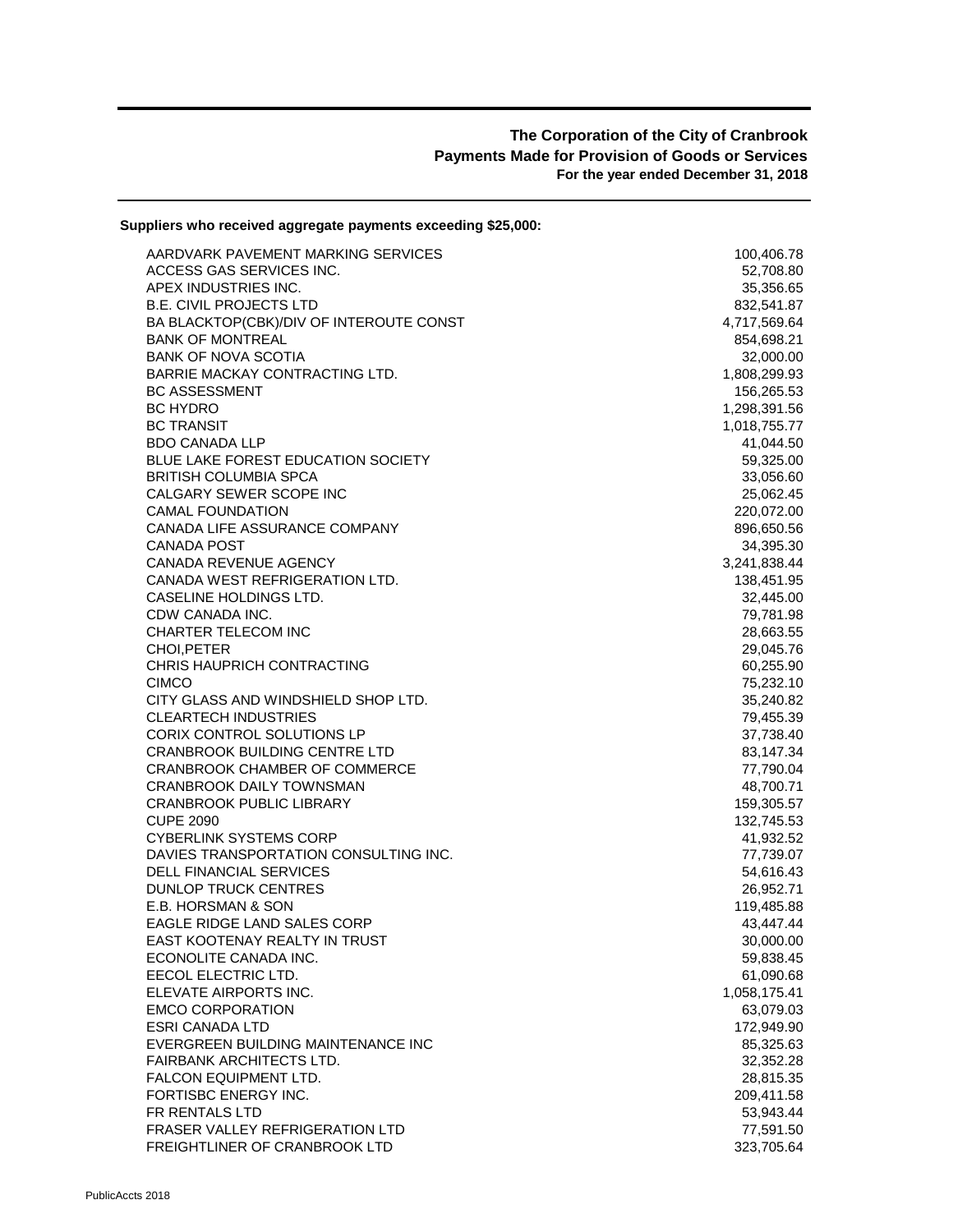**The Corporation of the City of Cranbrook**
**Payments Made for Provision of Goods or Services**
**For the year ended December 31, 2018**

**Suppliers who received aggregate payments exceeding $25,000:**

| Supplier | Amount |
|---|---:|
| AARDVARK PAVEMENT MARKING SERVICES | 100,406.78 |
| ACCESS GAS SERVICES INC. | 52,708.80 |
| APEX INDUSTRIES INC. | 35,356.65 |
| B.E. CIVIL PROJECTS LTD | 832,541.87 |
| BA BLACKTOP(CBK)/DIV OF INTEROUTE CONST | 4,717,569.64 |
| BANK OF MONTREAL | 854,698.21 |
| BANK OF NOVA SCOTIA | 32,000.00 |
| BARRIE MACKAY CONTRACTING LTD. | 1,808,299.93 |
| BC ASSESSMENT | 156,265.53 |
| BC HYDRO | 1,298,391.56 |
| BC TRANSIT | 1,018,755.77 |
| BDO CANADA LLP | 41,044.50 |
| BLUE LAKE FOREST EDUCATION SOCIETY | 59,325.00 |
| BRITISH COLUMBIA SPCA | 33,056.60 |
| CALGARY SEWER SCOPE INC | 25,062.45 |
| CAMAL FOUNDATION | 220,072.00 |
| CANADA LIFE ASSURANCE COMPANY | 896,650.56 |
| CANADA POST | 34,395.30 |
| CANADA REVENUE AGENCY | 3,241,838.44 |
| CANADA WEST REFRIGERATION LTD. | 138,451.95 |
| CASELINE HOLDINGS LTD. | 32,445.00 |
| CDW CANADA INC. | 79,781.98 |
| CHARTER TELECOM INC | 28,663.55 |
| CHOI,PETER | 29,045.76 |
| CHRIS HAUPRICH CONTRACTING | 60,255.90 |
| CIMCO | 75,232.10 |
| CITY GLASS AND WINDSHIELD SHOP LTD. | 35,240.82 |
| CLEARTECH INDUSTRIES | 79,455.39 |
| CORIX CONTROL SOLUTIONS LP | 37,738.40 |
| CRANBROOK BUILDING CENTRE LTD | 83,147.34 |
| CRANBROOK CHAMBER OF COMMERCE | 77,790.04 |
| CRANBROOK DAILY TOWNSMAN | 48,700.71 |
| CRANBROOK PUBLIC LIBRARY | 159,305.57 |
| CUPE 2090 | 132,745.53 |
| CYBERLINK SYSTEMS CORP | 41,932.52 |
| DAVIES TRANSPORTATION CONSULTING INC. | 77,739.07 |
| DELL FINANCIAL SERVICES | 54,616.43 |
| DUNLOP TRUCK CENTRES | 26,952.71 |
| E.B. HORSMAN & SON | 119,485.88 |
| EAGLE RIDGE LAND SALES CORP | 43,447.44 |
| EAST KOOTENAY REALTY IN TRUST | 30,000.00 |
| ECONOLITE CANADA INC. | 59,838.45 |
| EECOL ELECTRIC LTD. | 61,090.68 |
| ELEVATE AIRPORTS INC. | 1,058,175.41 |
| EMCO CORPORATION | 63,079.03 |
| ESRI CANADA LTD | 172,949.90 |
| EVERGREEN BUILDING MAINTENANCE INC | 85,325.63 |
| FAIRBANK ARCHITECTS LTD. | 32,352.28 |
| FALCON EQUIPMENT LTD. | 28,815.35 |
| FORTISBC ENERGY INC. | 209,411.58 |
| FR RENTALS LTD | 53,943.44 |
| FRASER VALLEY REFRIGERATION LTD | 77,591.50 |
| FREIGHTLINER OF CRANBROOK LTD | 323,705.64 |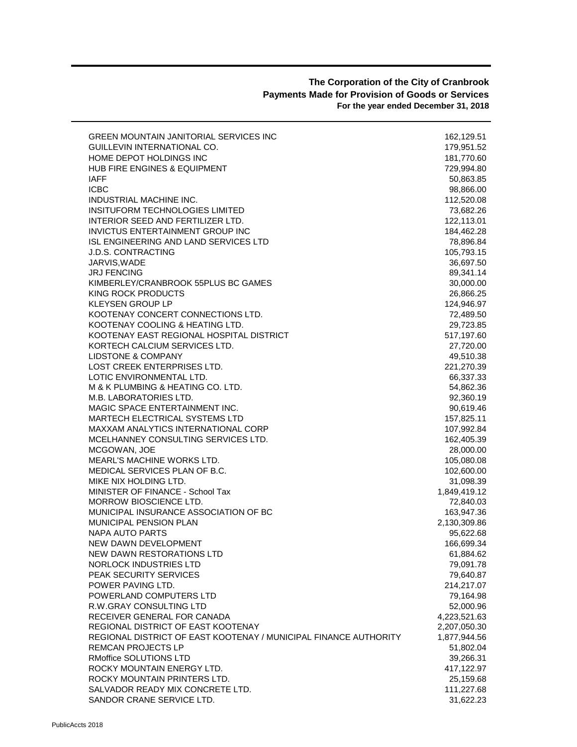**The Corporation of the City of Cranbrook**
**Payments Made for Provision of Goods or Services**
**For the year ended December 31, 2018**

| | |
|---|---:|
| GREEN MOUNTAIN JANITORIAL SERVICES INC | 162,129.51 |
| GUILLEVIN INTERNATIONAL CO. | 179,951.52 |
| HOME DEPOT HOLDINGS INC | 181,770.60 |
| HUB FIRE ENGINES & EQUIPMENT | 729,994.80 |
| IAFF | 50,863.85 |
| ICBC | 98,866.00 |
| INDUSTRIAL MACHINE INC. | 112,520.08 |
| INSITUFORM TECHNOLOGIES LIMITED | 73,682.26 |
| INTERIOR SEED AND FERTILIZER LTD. | 122,113.01 |
| INVICTUS ENTERTAINMENT GROUP INC | 184,462.28 |
| ISL ENGINEERING AND LAND SERVICES LTD | 78,896.84 |
| J.D.S. CONTRACTING | 105,793.15 |
| JARVIS,WADE | 36,697.50 |
| JRJ FENCING | 89,341.14 |
| KIMBERLEY/CRANBROOK 55PLUS BC GAMES | 30,000.00 |
| KING ROCK PRODUCTS | 26,866.25 |
| KLEYSEN GROUP LP | 124,946.97 |
| KOOTENAY CONCERT CONNECTIONS LTD. | 72,489.50 |
| KOOTENAY COOLING & HEATING LTD. | 29,723.85 |
| KOOTENAY EAST REGIONAL HOSPITAL DISTRICT | 517,197.60 |
| KORTECH CALCIUM SERVICES LTD. | 27,720.00 |
| LIDSTONE & COMPANY | 49,510.38 |
| LOST CREEK ENTERPRISES LTD. | 221,270.39 |
| LOTIC ENVIRONMENTAL LTD. | 66,337.33 |
| M & K PLUMBING & HEATING CO. LTD. | 54,862.36 |
| M.B. LABORATORIES LTD. | 92,360.19 |
| MAGIC SPACE ENTERTAINMENT INC. | 90,619.46 |
| MARTECH ELECTRICAL SYSTEMS LTD | 157,825.11 |
| MAXXAM ANALYTICS INTERNATIONAL CORP | 107,992.84 |
| MCELHANNEY CONSULTING SERVICES LTD. | 162,405.39 |
| MCGOWAN, JOE | 28,000.00 |
| MEARL'S MACHINE WORKS LTD. | 105,080.08 |
| MEDICAL SERVICES PLAN OF B.C. | 102,600.00 |
| MIKE NIX HOLDING LTD. | 31,098.39 |
| MINISTER OF FINANCE - School Tax | 1,849,419.12 |
| MORROW BIOSCIENCE LTD. | 72,840.03 |
| MUNICIPAL INSURANCE ASSOCIATION OF BC | 163,947.36 |
| MUNICIPAL PENSION PLAN | 2,130,309.86 |
| NAPA AUTO PARTS | 95,622.68 |
| NEW DAWN DEVELOPMENT | 166,699.34 |
| NEW DAWN RESTORATIONS LTD | 61,884.62 |
| NORLOCK INDUSTRIES LTD | 79,091.78 |
| PEAK SECURITY SERVICES | 79,640.87 |
| POWER PAVING LTD. | 214,217.07 |
| POWERLAND COMPUTERS LTD | 79,164.98 |
| R.W.GRAY CONSULTING LTD | 52,000.96 |
| RECEIVER GENERAL FOR CANADA | 4,223,521.63 |
| REGIONAL DISTRICT OF EAST KOOTENAY | 2,207,050.30 |
| REGIONAL DISTRICT OF EAST KOOTENAY / MUNICIPAL FINANCE AUTHORITY | 1,877,944.56 |
| REMCAN PROJECTS LP | 51,802.04 |
| RMoffice SOLUTIONS LTD | 39,266.31 |
| ROCKY MOUNTAIN ENERGY LTD. | 417,122.97 |
| ROCKY MOUNTAIN PRINTERS LTD. | 25,159.68 |
| SALVADOR READY MIX CONCRETE LTD. | 111,227.68 |
| SANDOR CRANE SERVICE LTD. | 31,622.23 |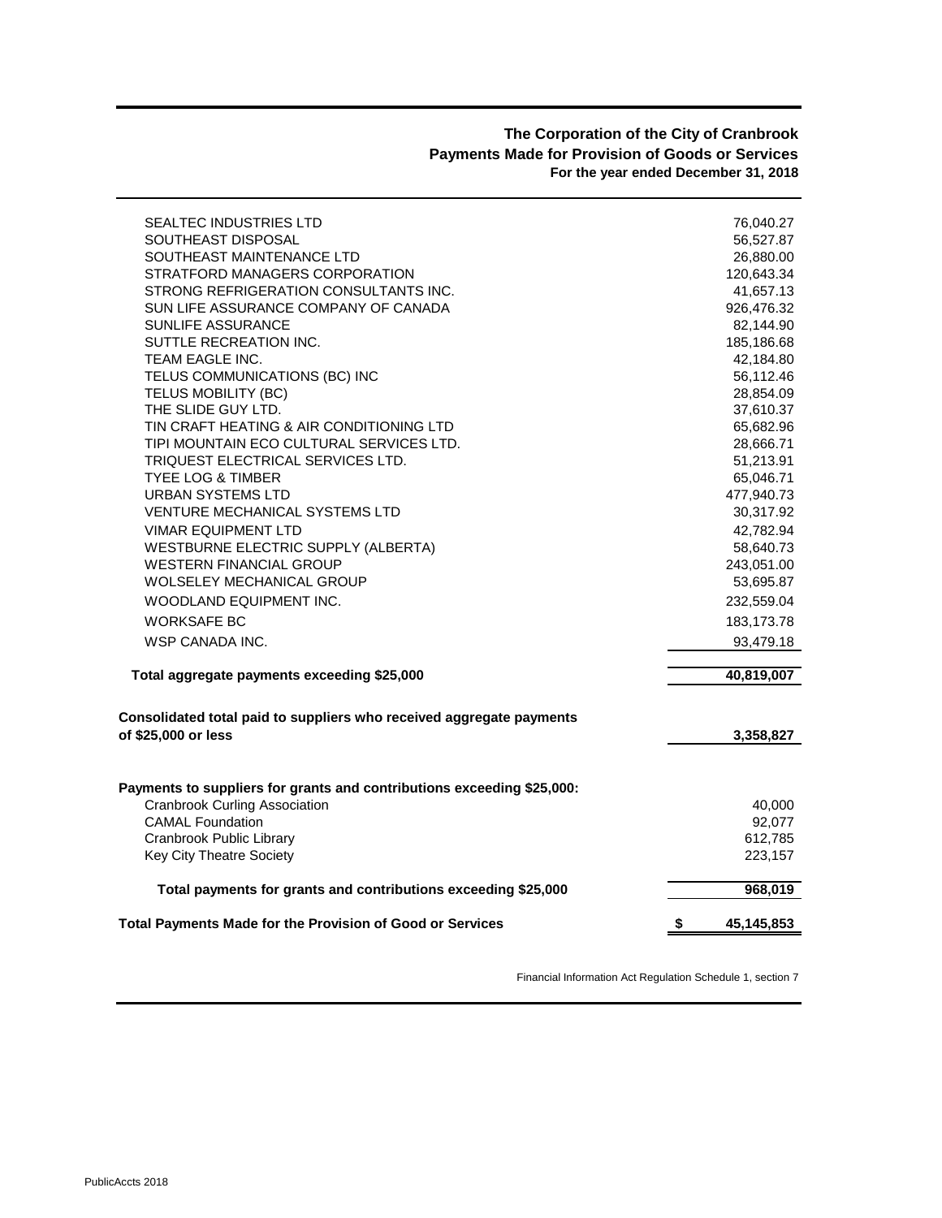**The Corporation of the City of Cranbrook**
**Payments Made for Provision of Goods or Services**
**For the year ended December 31, 2018**

| Supplier | Amount |
|---|---|
| SEALTEC INDUSTRIES LTD | 76,040.27 |
| SOUTHEAST DISPOSAL | 56,527.87 |
| SOUTHEAST MAINTENANCE LTD | 26,880.00 |
| STRATFORD MANAGERS CORPORATION | 120,643.34 |
| STRONG REFRIGERATION CONSULTANTS INC. | 41,657.13 |
| SUN LIFE ASSURANCE COMPANY OF CANADA | 926,476.32 |
| SUNLIFE ASSURANCE | 82,144.90 |
| SUTTLE RECREATION INC. | 185,186.68 |
| TEAM EAGLE INC. | 42,184.80 |
| TELUS COMMUNICATIONS (BC) INC | 56,112.46 |
| TELUS MOBILITY (BC) | 28,854.09 |
| THE SLIDE GUY LTD. | 37,610.37 |
| TIN CRAFT HEATING & AIR CONDITIONING LTD | 65,682.96 |
| TIPI MOUNTAIN ECO CULTURAL SERVICES LTD. | 28,666.71 |
| TRIQUEST ELECTRICAL SERVICES LTD. | 51,213.91 |
| TYEE LOG & TIMBER | 65,046.71 |
| URBAN SYSTEMS LTD | 477,940.73 |
| VENTURE MECHANICAL SYSTEMS LTD | 30,317.92 |
| VIMAR EQUIPMENT LTD | 42,782.94 |
| WESTBURNE ELECTRIC SUPPLY (ALBERTA) | 58,640.73 |
| WESTERN FINANCIAL GROUP | 243,051.00 |
| WOLSELEY MECHANICAL GROUP | 53,695.87 |
| WOODLAND EQUIPMENT INC. | 232,559.04 |
| WORKSAFE BC | 183,173.78 |
| WSP CANADA INC. | 93,479.18 |
| **Total aggregate payments exceeding $25,000** | **40,819,007** |
| **Consolidated total paid to suppliers who received aggregate payments of $25,000 or less** | **3,358,827** |
| **Payments to suppliers for grants and contributions exceeding $25,000:** | |
| Cranbrook Curling Association | 40,000 |
| CAMAL Foundation | 92,077 |
| Cranbrook Public Library | 612,785 |
| Key City Theatre Society | 223,157 |
| **Total payments for grants and contributions exceeding $25,000** | **968,019** |
| **Total Payments Made for the Provision of Good or Services** | **$ 45,145,853** |

Financial Information Act Regulation Schedule 1, section 7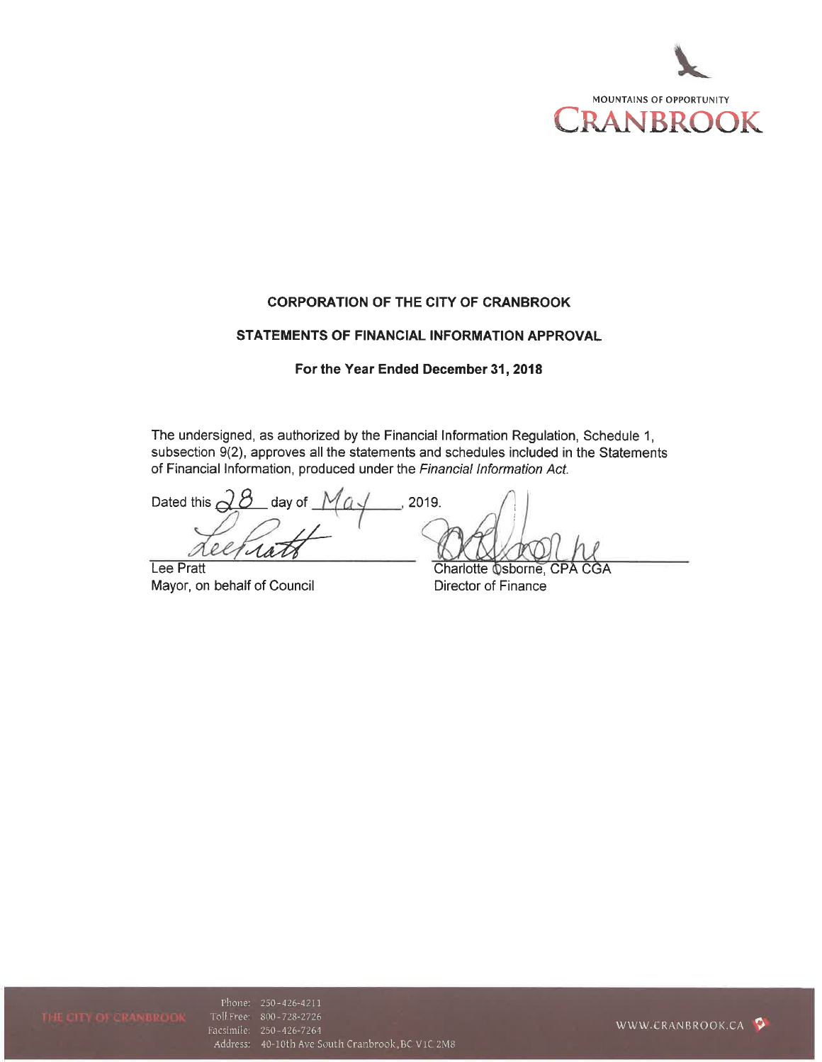MOUNTAINS OF OPPORTUNITY

CRANBROOK

**CORPORATION OF THE CITY OF CRANBROOK**

**STATEMENTS OF FINANCIAL INFORMATION APPROVAL**

**For the Year Ended December 31, 2018**

The undersigned, as authorized by the Financial Information Regulation, Schedule 1, subsection 9(2), approves all the statements and schedules included in the Statements of Financial Information, produced under the *Financial Information Act.*

Dated this 28 day of May, 2019.

Lee Pratt
Mayor, on behalf of Council

Charlotte Osborne, CPA CGA
Director of Finance

THE CITY OF CRANBROOK

Phone: 250-426-4211
Toll Free: 800-728-2726
Facsimile: 250-426-7264
Address: 40-10th Ave South Cranbrook, BC V1C 2M8

WWW.CRANBROOK.CA